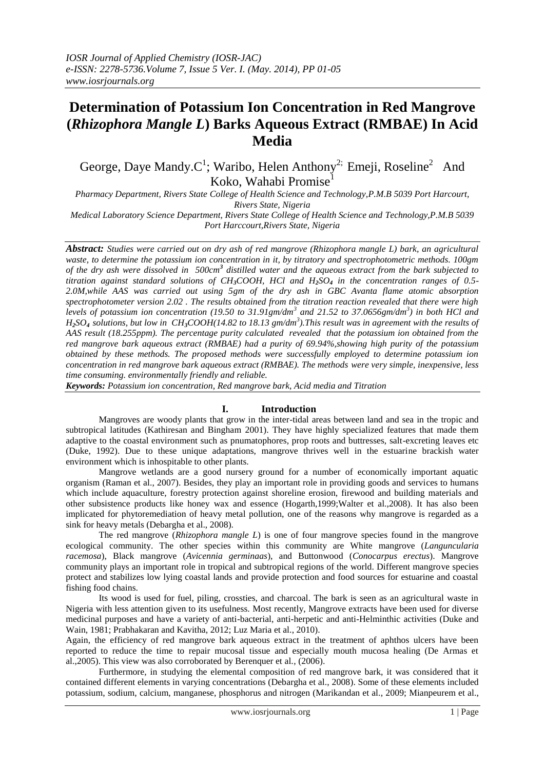# Determination of Potassium Ion Concentration in Red Mangrove (*Rhizophora Mangle L*) Barks Aqueous Extract (RMBAE) In Acid Media

George, Daye Mandy.C[1]; Waribo, Helen Anthony[2;] Emeji, Roseline[2] And Koko, Wahabi Promise[1]

*Pharmacy Department, Rivers State College of Health Science and Technology,P.M.B 5039 Port Harcourt, Rivers State, Nigeria*

*Medical Laboratory Science Department, Rivers State College of Health Science and Technology,P.M.B 5039 Port Harccourt,Rivers State, Nigeria*

***Abstract:*** *Studies were carried out on dry ash of red mangrove (Rhizophora mangle L) bark, an agricultural waste, to determine the potassium ion concentration in it, by titratory and spectrophotometric methods. 100gm of the dry ash were dissolved in 500cm$^3$ distilled water and the aqueous extract from the bark subjected to titration against standard solutions of $CH_3COOH$, HCl and $H_2SO_4$ in the concentration ranges of 0.5-2.0M,while AAS was carried out using 5gm of the dry ash in GBC Avanta flame atomic absorption spectrophotometer version 2.02 . The results obtained from the titration reaction revealed that there were high levels of potassium ion concentration (19.50 to 31.91gm/dm$^3$ and 21.52 to 37.0656gm/dm$^3$) in both HCl and $H_2SO_4$ solutions, but low in $CH_3COOH$(14.82 to 18.13 gm/dm$^3$).This result was in agreement with the results of AAS result (18.255ppm). The percentage purity calculated revealed that the potassium ion obtained from the red mangrove bark aqueous extract (RMBAE) had a purity of 69.94%,showing high purity of the potassium obtained by these methods. The proposed methods were successfully employed to determine potassium ion concentration in red mangrove bark aqueous extract (RMBAE). The methods were very simple, inexpensive, less time consuming. environmentally friendly and reliable.*

***Keywords:*** *Potassium ion concentration, Red mangrove bark, Acid media and Titration*

## I. Introduction

Mangroves are woody plants that grow in the inter-tidal areas between land and sea in the tropic and subtropical latitudes (Kathiresan and Bingham 2001). They have highly specialized features that made them adaptive to the coastal environment such as pnumatophores, prop roots and buttresses, salt-excreting leaves etc (Duke, 1992). Due to these unique adaptations, mangrove thrives well in the estuarine brackish water environment which is inhospitable to other plants.

Mangrove wetlands are a good nursery ground for a number of economically important aquatic organism (Raman et al., 2007). Besides, they play an important role in providing goods and services to humans which include aquaculture, forestry protection against shoreline erosion, firewood and building materials and other subsistence products like honey wax and essence (Hogarth,1999;Walter et al.,2008). It has also been implicated for phytoremediation of heavy metal pollution, one of the reasons why mangrove is regarded as a sink for heavy metals (Debargha et al., 2008).

The red mangrove (*Rhizophora mangle L*) is one of four mangrove species found in the mangrove ecological community. The other species within this community are White mangrove (*Languncularia racemosa*), Black mangrove (*Avicennia germinaas*), and Buttonwood (*Conocarpus erectus*). Mangrove community plays an important role in tropical and subtropical regions of the world. Different mangrove species protect and stabilizes low lying coastal lands and provide protection and food sources for estuarine and coastal fishing food chains.

Its wood is used for fuel, piling, crossties, and charcoal. The bark is seen as an agricultural waste in Nigeria with less attention given to its usefulness. Most recently, Mangrove extracts have been used for diverse medicinal purposes and have a variety of anti-bacterial, anti-herpetic and anti-Helminthic activities (Duke and Wain, 1981; Prabhakaran and Kavitha, 2012; Luz Maria et al., 2010).

Again, the efficiency of red mangrove bark aqueous extract in the treatment of aphthos ulcers have been reported to reduce the time to repair mucosal tissue and especially mouth mucosa healing (De Armas et al.,2005). This view was also corroborated by Berenquer et al., (2006).

Furthermore, in studying the elemental composition of red mangrove bark, it was considered that it contained different elements in varying concentrations (Debargha et al., 2008). Some of these elements included potassium, sodium, calcium, manganese, phosphorus and nitrogen (Marikandan et al., 2009; Mianpeurem et al.,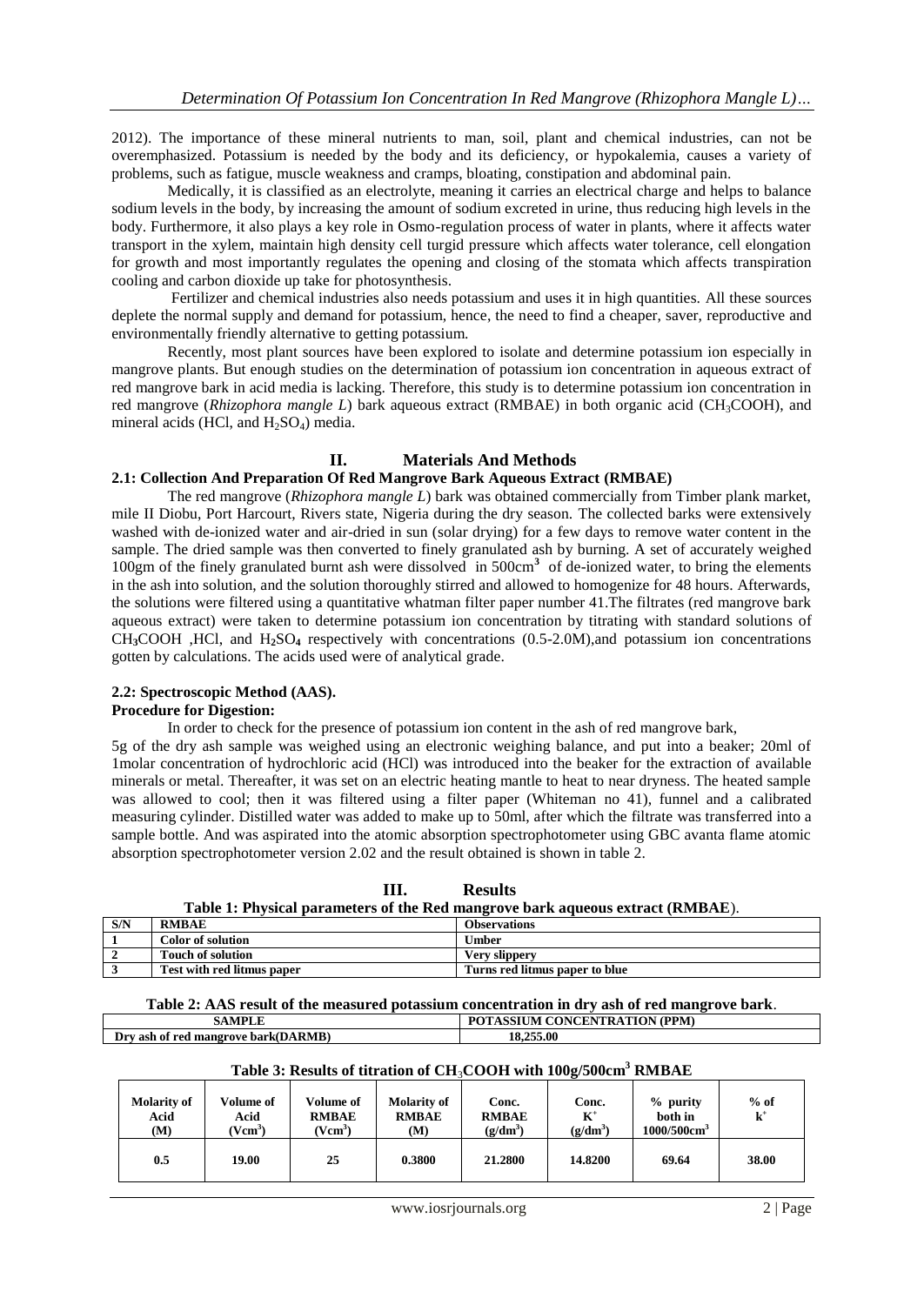2012). The importance of these mineral nutrients to man, soil, plant and chemical industries, can not be overemphasized. Potassium is needed by the body and its deficiency, or hypokalemia, causes a variety of problems, such as fatigue, muscle weakness and cramps, bloating, constipation and abdominal pain.

Medically, it is classified as an electrolyte, meaning it carries an electrical charge and helps to balance sodium levels in the body, by increasing the amount of sodium excreted in urine, thus reducing high levels in the body. Furthermore, it also plays a key role in Osmo-regulation process of water in plants, where it affects water transport in the xylem, maintain high density cell turgid pressure which affects water tolerance, cell elongation for growth and most importantly regulates the opening and closing of the stomata which affects transpiration cooling and carbon dioxide up take for photosynthesis.

Fertilizer and chemical industries also needs potassium and uses it in high quantities. All these sources deplete the normal supply and demand for potassium, hence, the need to find a cheaper, saver, reproductive and environmentally friendly alternative to getting potassium.

Recently, most plant sources have been explored to isolate and determine potassium ion especially in mangrove plants. But enough studies on the determination of potassium ion concentration in aqueous extract of red mangrove bark in acid media is lacking. Therefore, this study is to determine potassium ion concentration in red mangrove (*Rhizophora mangle L*) bark aqueous extract (RMBAE) in both organic acid ($CH_3COOH$), and mineral acids (HCl, and $H_2SO_4$) media.

## II. Materials And Methods

### 2.1: Collection And Preparation Of Red Mangrove Bark Aqueous Extract (RMBAE)

The red mangrove (*Rhizophora mangle L*) bark was obtained commercially from Timber plank market, mile II Diobu, Port Harcourt, Rivers state, Nigeria during the dry season. The collected barks were extensively washed with de-ionized water and air-dried in sun (solar drying) for a few days to remove water content in the sample. The dried sample was then converted to finely granulated ash by burning. A set of accurately weighed 100gm of the finely granulated burnt ash were dissolved in 500cm$^3$ of de-ionized water, to bring the elements in the ash into solution, and the solution thoroughly stirred and allowed to homogenize for 48 hours. Afterwards, the solutions were filtered using a quantitative whatman filter paper number 41.The filtrates (red mangrove bark aqueous extract) were taken to determine potassium ion concentration by titrating with standard solutions of $CH_3COOH$ ,HCl, and $H_2SO_4$ respectively with concentrations (0.5-2.0M),and potassium ion concentrations gotten by calculations. The acids used were of analytical grade.

### 2.2: Spectroscopic Method (AAS).

**Procedure for Digestion:**

In order to check for the presence of potassium ion content in the ash of red mangrove bark,

5g of the dry ash sample was weighed using an electronic weighing balance, and put into a beaker; 20ml of 1molar concentration of hydrochloric acid (HCl) was introduced into the beaker for the extraction of available minerals or metal. Thereafter, it was set on an electric heating mantle to heat to near dryness. The heated sample was allowed to cool; then it was filtered using a filter paper (Whiteman no 41), funnel and a calibrated measuring cylinder. Distilled water was added to make up to 50ml, after which the filtrate was transferred into a sample bottle. And was aspirated into the atomic absorption spectrophotometer using GBC avanta flame atomic absorption spectrophotometer version 2.02 and the result obtained is shown in table 2.

## III. Results

**Table 1: Physical parameters of the Red mangrove bark aqueous extract (RMBAE).**

| S/N | RMBAE | Observations |
|---|---|---|
| 1 | Color of solution | Umber |
| 2 | Touch of solution | Very slippery |
| 3 | Test with red litmus paper | Turns red litmus paper to blue |

**Table 2: AAS result of the measured potassium concentration in dry ash of red mangrove bark.**

| SAMPLE | POTASSIUM CONCENTRATION (PPM) |
|---|---|
| Dry ash of red mangrove bark(DARMB) | 18,255.00 |

**Table 3: Results of titration of $CH_3COOH$ with 100g/500cm$^3$ RMBAE**

| Molarity of Acid (M) | Volume of Acid (Vcm$^3$) | Volume of RMBAE (Vcm$^3$) | Molarity of RMBAE (M) | Conc. RMBAE (g/dm$^3$) | Conc. $K^+$ (g/dm$^3$) | % purity both in 1000/500cm$^3$ | % of $k^+$ |
|---|---|---|---|---|---|---|---|
| 0.5 | 19.00 | 25 | 0.3800 | 21.2800 | 14.8200 | 69.64 | 38.00 |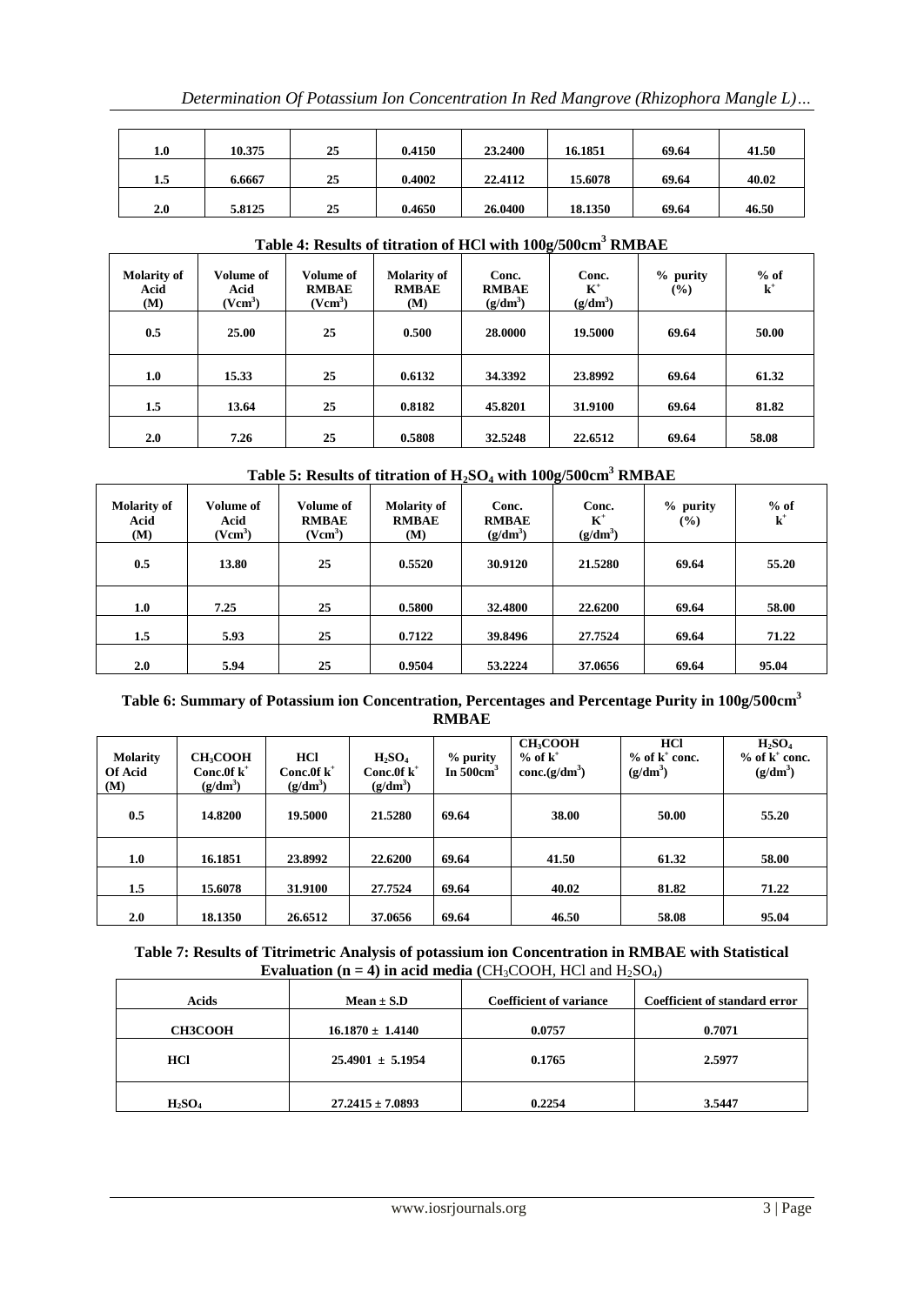| 1.0 | 10.375 | 25 | 0.4150 | 23.2400 | 16.1851 | 69.64 | 41.50 |
|---|---|---|---|---|---|---|---|
| 1.5 | 6.6667 | 25 | 0.4002 | 22.4112 | 15.6078 | 69.64 | 40.02 |
| 2.0 | 5.8125 | 25 | 0.4650 | 26.0400 | 18.1350 | 69.64 | 46.50 |

**Table 4: Results of titration of HCl with 100g/500cm$^3$ RMBAE**

| Molarity of Acid (M) | Volume of Acid (Vcm$^3$) | Volume of RMBAE (Vcm$^3$) | Molarity of RMBAE (M) | Conc. RMBAE (g/dm$^3$) | Conc. $K^+$ (g/dm$^3$) | % purity (%) | % of $k^+$ |
|---|---|---|---|---|---|---|---|
| 0.5 | 25.00 | 25 | 0.500 | 28.0000 | 19.5000 | 69.64 | 50.00 |
| 1.0 | 15.33 | 25 | 0.6132 | 34.3392 | 23.8992 | 69.64 | 61.32 |
| 1.5 | 13.64 | 25 | 0.8182 | 45.8201 | 31.9100 | 69.64 | 81.82 |
| 2.0 | 7.26 | 25 | 0.5808 | 32.5248 | 22.6512 | 69.64 | 58.08 |

**Table 5: Results of titration of $H_2SO_4$ with 100g/500cm$^3$ RMBAE**

| Molarity of Acid (M) | Volume of Acid (Vcm$^3$) | Volume of RMBAE (Vcm$^3$) | Molarity of RMBAE (M) | Conc. RMBAE (g/dm$^3$) | Conc. $K^+$ (g/dm$^3$) | % purity (%) | % of $k^+$ |
|---|---|---|---|---|---|---|---|
| 0.5 | 13.80 | 25 | 0.5520 | 30.9120 | 21.5280 | 69.64 | 55.20 |
| 1.0 | 7.25 | 25 | 0.5800 | 32.4800 | 22.6200 | 69.64 | 58.00 |
| 1.5 | 5.93 | 25 | 0.7122 | 39.8496 | 27.7524 | 69.64 | 71.22 |
| 2.0 | 5.94 | 25 | 0.9504 | 53.2224 | 37.0656 | 69.64 | 95.04 |

**Table 6: Summary of Potassium ion Concentration, Percentages and Percentage Purity in 100g/500cm$^3$ RMBAE**

| Molarity Of Acid (M) | $CH_3COOH$ Conc.0f $k^+$ (g/dm$^3$) | HCl Conc.0f $k^+$ (g/dm$^3$) | $H_2SO_4$ Conc.0f $k^+$ (g/dm$^3$) | % purity In 500cm$^3$ | $CH_3COOH$ % of $k^+$ conc.(g/dm$^3$) | HCl % of $k^+$ conc. (g/dm$^3$) | $H_2SO_4$ % of $k^+$ conc. (g/dm$^3$) |
|---|---|---|---|---|---|---|---|
| 0.5 | 14.8200 | 19.5000 | 21.5280 | 69.64 | 38.00 | 50.00 | 55.20 |
| 1.0 | 16.1851 | 23.8992 | 22.6200 | 69.64 | 41.50 | 61.32 | 58.00 |
| 1.5 | 15.6078 | 31.9100 | 27.7524 | 69.64 | 40.02 | 81.82 | 71.22 |
| 2.0 | 18.1350 | 26.6512 | 37.0656 | 69.64 | 46.50 | 58.08 | 95.04 |

**Table 7: Results of Titrimetric Analysis of potassium ion Concentration in RMBAE with Statistical Evaluation (n = 4) in acid media ($CH_3COOH$, HCl and $H_2SO_4$)**

| Acids | Mean ± S.D | Coefficient of variance | Coefficient of standard error |
|---|---|---|---|
| CH3COOH | 16.1870 ± 1.4140 | 0.0757 | 0.7071 |
| HCl | 25.4901 ± 5.1954 | 0.1765 | 2.5977 |
| $H_2SO_4$ | 27.2415 ± 7.0893 | 0.2254 | 3.5447 |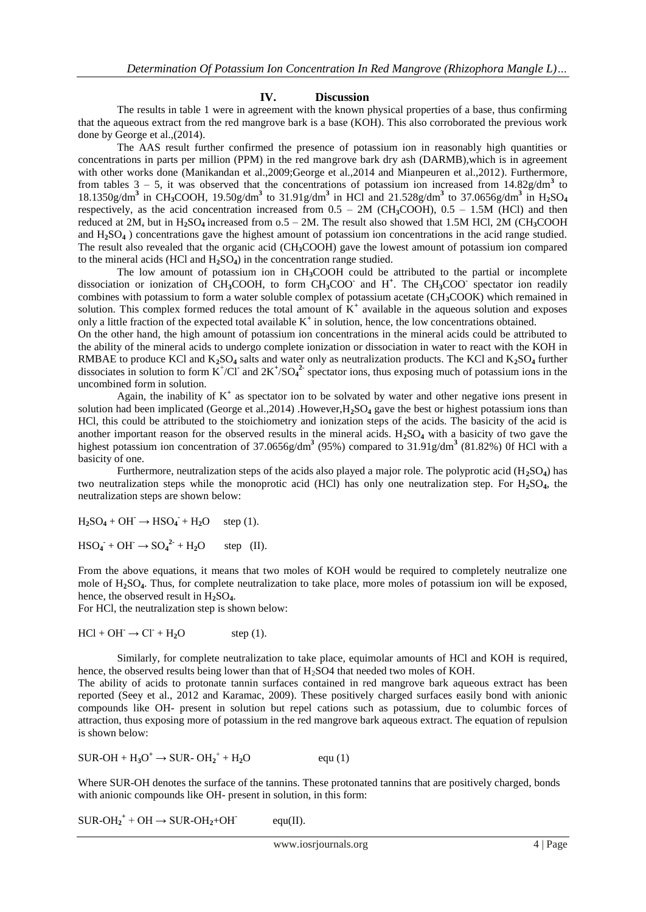## IV. Discussion

The results in table 1 were in agreement with the known physical properties of a base, thus confirming that the aqueous extract from the red mangrove bark is a base (KOH). This also corroborated the previous work done by George et al.,(2014).

The AAS result further confirmed the presence of potassium ion in reasonably high quantities or concentrations in parts per million (PPM) in the red mangrove bark dry ash (DARMB),which is in agreement with other works done (Manikandan et al.,2009;George et al.,2014 and Mianpeuren et al.,2012). Furthermore, from tables 3 – 5, it was observed that the concentrations of potassium ion increased from 14.82g/dm$^3$ to 18.1350g/dm$^3$ in $CH_3COOH$, 19.50g/dm$^3$ to 31.91g/dm$^3$ in HCl and 21.528g/dm$^3$ to 37.0656g/dm$^3$ in $H_2SO_4$ respectively, as the acid concentration increased from 0.5 – 2M ($CH_3COOH$), 0.5 – 1.5M (HCl) and then reduced at 2M, but in $H_2SO_4$ increased from o.5 – 2M. The result also showed that 1.5M HCl, 2M ($CH_3COOH$ and $H_2SO_4$ ) concentrations gave the highest amount of potassium ion concentrations in the acid range studied. The result also revealed that the organic acid ($CH_3COOH$) gave the lowest amount of potassium ion compared to the mineral acids (HCl and $H_2SO_4$) in the concentration range studied.

The low amount of potassium ion in $CH_3COOH$ could be attributed to the partial or incomplete dissociation or ionization of $CH_3COOH$, to form $CH_3COO^-$ and $H^+$. The $CH_3COO^-$ spectator ion readily combines with potassium to form a water soluble complex of potassium acetate ($CH_3COOK$) which remained in solution. This complex formed reduces the total amount of $K^+$ available in the aqueous solution and exposes only a little fraction of the expected total available $K^+$ in solution, hence, the low concentrations obtained.

On the other hand, the high amount of potassium ion concentrations in the mineral acids could be attributed to the ability of the mineral acids to undergo complete ionization or dissociation in water to react with the KOH in RMBAE to produce KCl and $K_2SO_4$ salts and water only as neutralization products. The KCl and $K_2SO_4$ further dissociates in solution to form $K^+/Cl^-$ and $2K^+/SO_4^{2-}$ spectator ions, thus exposing much of potassium ions in the uncombined form in solution.

Again, the inability of $K^+$ as spectator ion to be solvated by water and other negative ions present in solution had been implicated (George et al.,2014) .However,$H_2SO_4$ gave the best or highest potassium ions than HCl, this could be attributed to the stoichiometry and ionization steps of the acids. The basicity of the acid is another important reason for the observed results in the mineral acids. $H_2SO_4$ with a basicity of two gave the highest potassium ion concentration of 37.0656g/dm$^3$ (95%) compared to 31.91g/dm$^3$ (81.82%) 0f HCl with a basicity of one.

Furthermore, neutralization steps of the acids also played a major role. The polyprotic acid ($H_2SO_4$) has two neutralization steps while the monoprotic acid (HCl) has only one neutralization step. For $H_2SO_4$, the neutralization steps are shown below:

$H_2SO_4 + OH^- \rightarrow HSO_4^- + H_2O$ step (1).

$HSO_4^- + OH^- \rightarrow SO_4^{2-} + H_2O$ step (II).

From the above equations, it means that two moles of KOH would be required to completely neutralize one mole of $H_2SO_4$. Thus, for complete neutralization to take place, more moles of potassium ion will be exposed, hence, the observed result in $H_2SO_4$.

For HCl, the neutralization step is shown below:

$HCl + OH^- \rightarrow Cl^- + H_2O$ step (1).

Similarly, for complete neutralization to take place, equimolar amounts of HCl and KOH is required, hence, the observed results being lower than that of $H_2SO4$ that needed two moles of KOH.

The ability of acids to protonate tannin surfaces contained in red mangrove bark aqueous extract has been reported (Seey et al., 2012 and Karamac, 2009). These positively charged surfaces easily bond with anionic compounds like OH- present in solution but repel cations such as potassium, due to columbic forces of attraction, thus exposing more of potassium in the red mangrove bark aqueous extract. The equation of repulsion is shown below:

$SUR\text{-}OH + H_3O^+ \rightarrow SUR\text{-}OH_2^+ + H_2O$ equ (1)

Where SUR-OH denotes the surface of the tannins. These protonated tannins that are positively charged, bonds with anionic compounds like OH- present in solution, in this form:

$SUR\text{-}OH_2^+ + OH \rightarrow SUR\text{-}OH_2 + OH^-$ equ(II).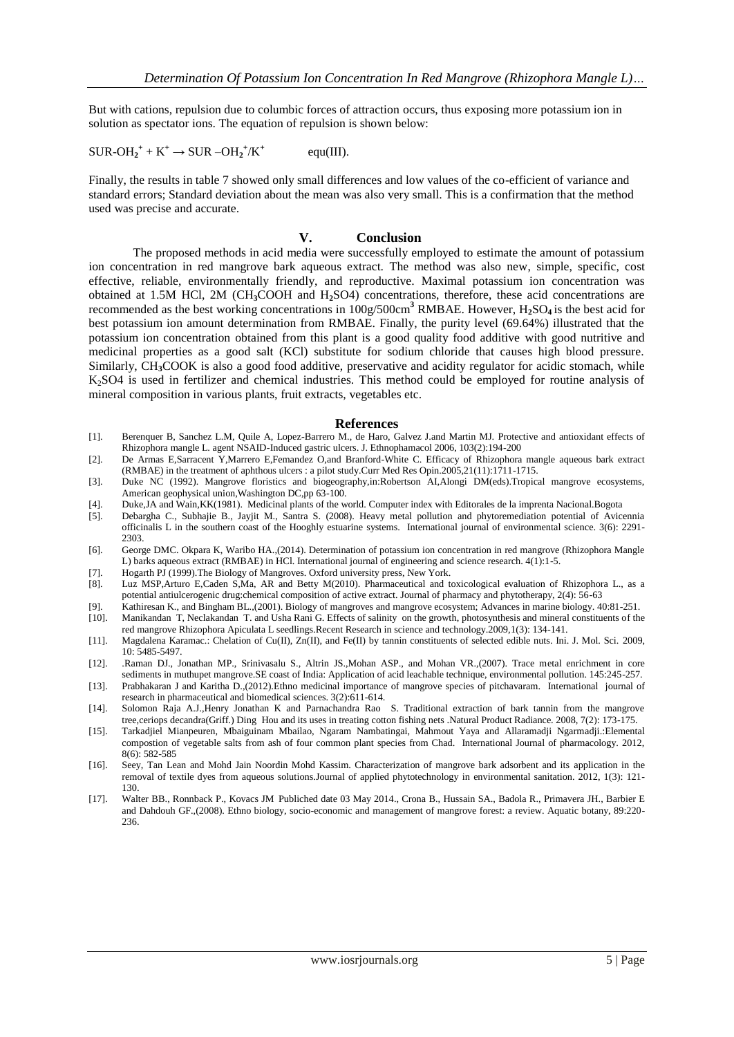But with cations, repulsion due to columbic forces of attraction occurs, thus exposing more potassium ion in solution as spectator ions. The equation of repulsion is shown below:

$SUR\text{-}OH_2^+ + K^+ \rightarrow SUR\text{-}OH_2^+/K^+$ equ(III).

Finally, the results in table 7 showed only small differences and low values of the co-efficient of variance and standard errors; Standard deviation about the mean was also very small. This is a confirmation that the method used was precise and accurate.

## V. Conclusion

The proposed methods in acid media were successfully employed to estimate the amount of potassium ion concentration in red mangrove bark aqueous extract. The method was also new, simple, specific, cost effective, reliable, environmentally friendly, and reproductive. Maximal potassium ion concentration was obtained at 1.5M HCl, 2M ($CH_3COOH$ and $H_2SO4$) concentrations, therefore, these acid concentrations are recommended as the best working concentrations in 100g/500cm$^3$ RMBAE. However, $H_2SO_4$ is the best acid for best potassium ion amount determination from RMBAE. Finally, the purity level (69.64%) illustrated that the potassium ion concentration obtained from this plant is a good quality food additive with good nutritive and medicinal properties as a good salt (KCl) substitute for sodium chloride that causes high blood pressure. Similarly, $CH_3COOK$ is also a good food additive, preservative and acidity regulator for acidic stomach, while $K_2SO4$ is used in fertilizer and chemical industries. This method could be employed for routine analysis of mineral composition in various plants, fruit extracts, vegetables etc.

## References

[1]. Berenquer B, Sanchez L.M, Quile A, Lopez-Barrero M., de Haro, Galvez J.and Martin MJ. Protective and antioxidant effects of Rhizophora mangle L. agent NSAID-Induced gastric ulcers. J. Ethnophamacol 2006, 103(2):194-200

[2]. De Armas E,Sarracent Y,Marrero E,Femandez O,and Branford-White C. Efficacy of Rhizophora mangle aqueous bark extract (RMBAE) in the treatment of aphthous ulcers : a pilot study.Curr Med Res Opin.2005,21(11):1711-1715.

[3]. Duke NC (1992). Mangrove floristics and biogeography,in:Robertson AI,Alongi DM(eds).Tropical mangrove ecosystems, American geophysical union,Washington DC,pp 63-100.

[4]. Duke,JA and Wain,KK(1981). Medicinal plants of the world. Computer index with Editorales de la imprenta Nacional.Bogota

[5]. Debargha C., Subhajie B., Jayjit M., Santra S. (2008). Heavy metal pollution and phytoremediation potential of Avicennia officinalis L in the southern coast of the Hooghly estuarine systems. International journal of environmental science. 3(6): 2291-2303.

[6]. George DMC. Okpara K, Waribo HA.,(2014). Determination of potassium ion concentration in red mangrove (Rhizophora Mangle L) barks aqueous extract (RMBAE) in HCl. International journal of engineering and science research. 4(1):1-5.

[7]. Hogarth PJ (1999).The Biology of Mangroves. Oxford university press, New York.

[8]. Luz MSP,Arturo E,Caden S,Ma, AR and Betty M(2010). Pharmaceutical and toxicological evaluation of Rhizophora L., as a potential antiulcerogenic drug:chemical composition of active extract. Journal of pharmacy and phytotherapy, 2(4): 56-63

[9]. Kathiresan K., and Bingham BL.,(2001). Biology of mangroves and mangrove ecosystem; Advances in marine biology. 40:81-251.

[10]. Manikandan T, Neclakandan T. and Usha Rani G. Effects of salinity on the growth, photosynthesis and mineral constituents of the red mangrove Rhizophora Apiculata L seedlings.Recent Research in science and technology.2009,1(3): 134-141.

[11]. Magdalena Karamac.: Chelation of Cu(II), Zn(II), and Fe(II) by tannin constituents of selected edible nuts. Ini. J. Mol. Sci. 2009, 10: 5485-5497.

[12]. .Raman DJ., Jonathan MP., Srinivasalu S., Altrin JS.,Mohan ASP., and Mohan VR.,(2007). Trace metal enrichment in core sediments in muthupet mangrove.SE coast of India: Application of acid leachable technique, environmental pollution. 145:245-257.

[13]. Prabhakaran J and Karitha D.,(2012).Ethno medicinal importance of mangrove species of pitchavaram. International journal of research in pharmaceutical and biomedical sciences. 3(2):611-614.

[14]. Solomon Raja A.J.,Henry Jonathan K and Parnachandra Rao S. Traditional extraction of bark tannin from the mangrove tree,ceriops decandra(Griff.) Ding Hou and its uses in treating cotton fishing nets .Natural Product Radiance. 2008, 7(2): 173-175.

[15]. Tarkadjiel Mianpeuren, Mbaiguinam Mbailao, Ngaram Nambatingai, Mahmout Yaya and Allaramadji Ngarmadji.:Elemental compostion of vegetable salts from ash of four common plant species from Chad. International Journal of pharmacology. 2012, 8(6): 582-585

[16]. Seey, Tan Lean and Mohd Jain Noordin Mohd Kassim. Characterization of mangrove bark adsorbent and its application in the removal of textile dyes from aqueous solutions.Journal of applied phytotechnology in environmental sanitation. 2012, 1(3): 121-130.

[17]. Walter BB., Ronnback P., Kovacs JM Publiched date 03 May 2014., Crona B., Hussain SA., Badola R., Primavera JH., Barbier E and Dahdouh GF.,(2008). Ethno biology, socio-economic and management of mangrove forest: a review. Aquatic botany, 89:220-236.